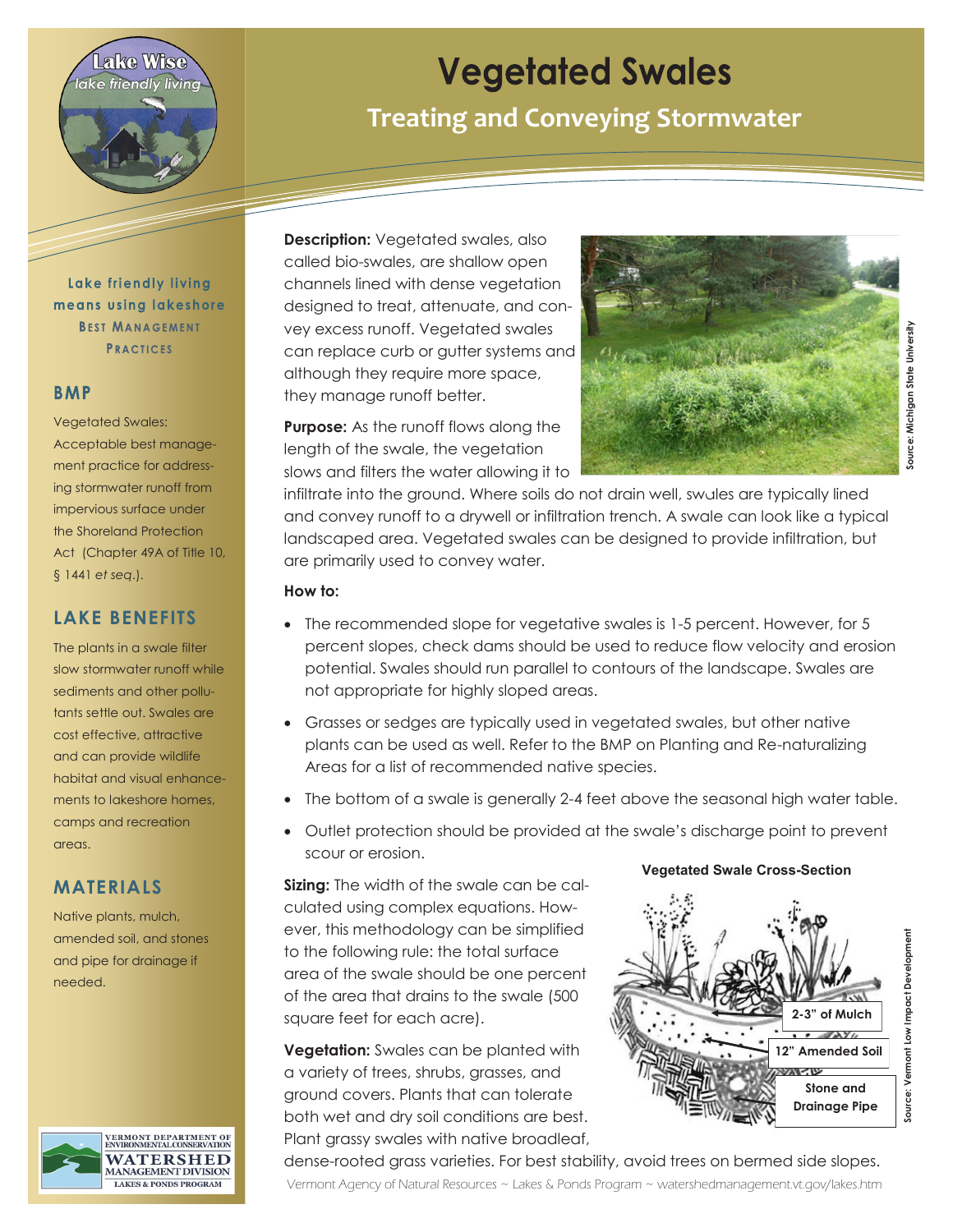# Vegetated Swales

## Treating and Conveying Stormwater

Lake Wise
lake friendly living

**Lake friendly living means using lakeshore Best Management Practices**

### BMP

Vegetated Swales: Acceptable best management practice for addressing stormwater runoff from impervious surface under the Shoreland Protection Act (Chapter 49A of Title 10, § 1441 *et seq*.).

### LAKE BENEFITS

The plants in a swale filter slow stormwater runoff while sediments and other pollutants settle out. Swales are cost effective, attractive and can provide wildlife habitat and visual enhancements to lakeshore homes, camps and recreation areas.

### MATERIALS

Native plants, mulch, amended soil, and stones and pipe for drainage if needed.

**Description:** Vegetated swales, also called bio-swales, are shallow open channels lined with dense vegetation designed to treat, attenuate, and convey excess runoff. Vegetated swales can replace curb or gutter systems and although they require more space, they manage runoff better.

**Purpose:** As the runoff flows along the length of the swale, the vegetation slows and filters the water allowing it to infiltrate into the ground. Where soils do not drain well, swales are typically lined and convey runoff to a drywell or infiltration trench. A swale can look like a typical landscaped area. Vegetated swales can be designed to provide infiltration, but are primarily used to convey water.

Source: Michigan State University

**How to:**

- The recommended slope for vegetative swales is 1-5 percent. However, for 5 percent slopes, check dams should be used to reduce flow velocity and erosion potential. Swales should run parallel to contours of the landscape. Swales are not appropriate for highly sloped areas.
- Grasses or sedges are typically used in vegetated swales, but other native plants can be used as well. Refer to the BMP on Planting and Re-naturalizing Areas for a list of recommended native species.
- The bottom of a swale is generally 2-4 feet above the seasonal high water table.
- Outlet protection should be provided at the swale's discharge point to prevent scour or erosion.

**Sizing:** The width of the swale can be calculated using complex equations. However, this methodology can be simplified to the following rule: the total surface area of the swale should be one percent of the area that drains to the swale (500 square feet for each acre).

**Vegetation:** Swales can be planted with a variety of trees, shrubs, grasses, and ground covers. Plants that can tolerate both wet and dry soil conditions are best. Plant grassy swales with native broadleaf, dense-rooted grass varieties. For best stability, avoid trees on bermed side slopes.

**Vegetated Swale Cross-Section**

2-3" of Mulch
12" Amended Soil
Stone and Drainage Pipe

Source: Vermont Low Impact Development

Vermont Department of Environmental Conservation – Watershed Management Division – Lakes & Ponds Program

Vermont Agency of Natural Resources ~ Lakes & Ponds Program ~ watershedmanagement.vt.gov/lakes.htm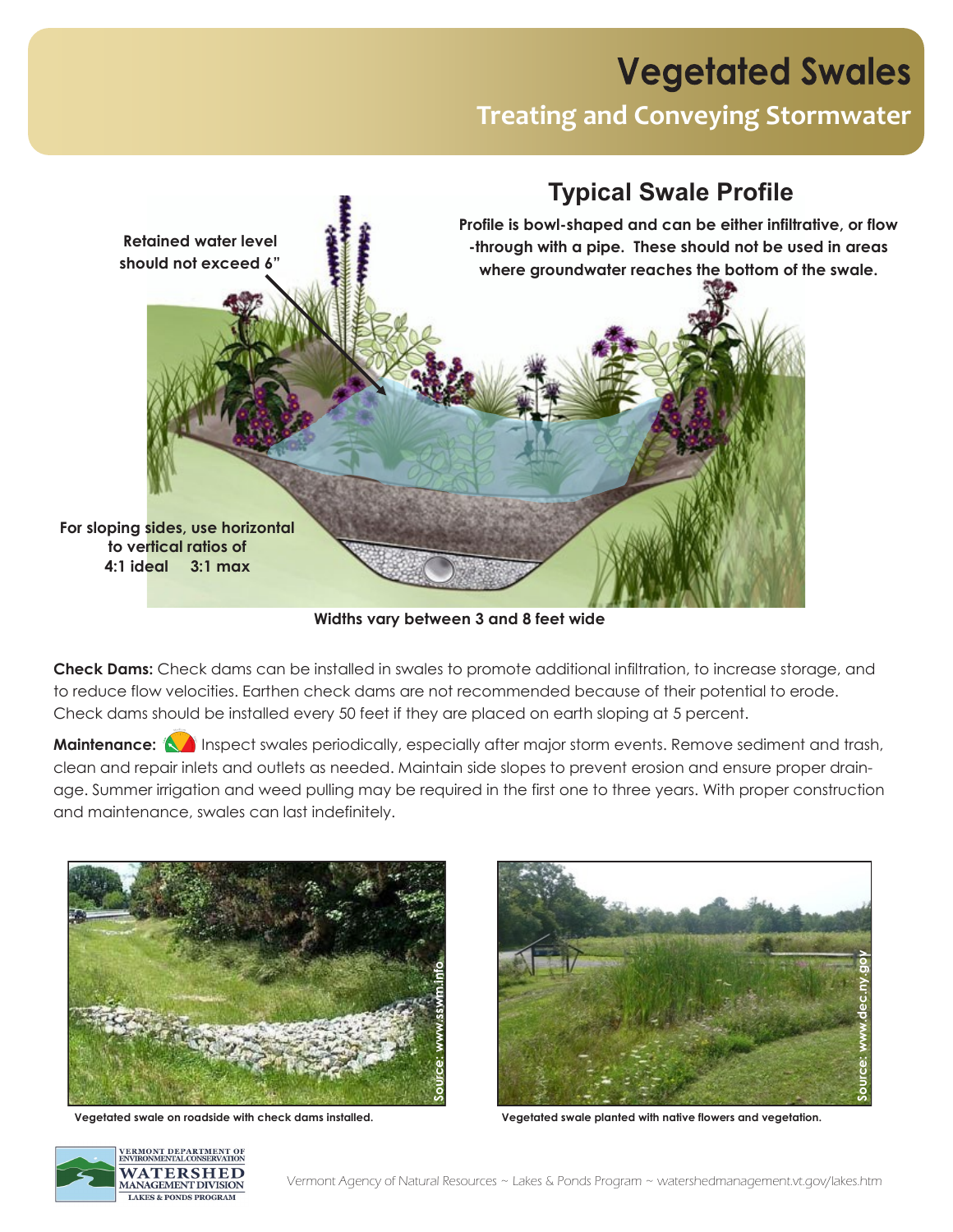# Vegetated Swales

## Treating and Conveying Stormwater

### Typical Swale Profile

Profile is bowl-shaped and can be either infiltrative, or flow -through with a pipe. These should not be used in areas where groundwater reaches the bottom of the swale.

Retained water level should not exceed 6"

For sloping sides, use horizontal to vertical ratios of
4:1 ideal 3:1 max

Widths vary between 3 and 8 feet wide

**Check Dams:** Check dams can be installed in swales to promote additional infiltration, to increase storage, and to reduce flow velocities. Earthen check dams are not recommended because of their potential to erode. Check dams should be installed every 50 feet if they are placed on earth sloping at 5 percent.

**Maintenance:** Inspect swales periodically, especially after major storm events. Remove sediment and trash, clean and repair inlets and outlets as needed. Maintain side slopes to prevent erosion and ensure proper drainage. Summer irrigation and weed pulling may be required in the first one to three years. With proper construction and maintenance, swales can last indefinitely.

Source: www.sswm.info

Vegetated swale on roadside with check dams installed.

Source: www.dec.ny.gov

Vegetated swale planted with native flowers and vegetation.

VERMONT DEPARTMENT OF ENVIRONMENTAL CONSERVATION
WATERSHED MANAGEMENT DIVISION
LAKES & PONDS PROGRAM

*Vermont Agency of Natural Resources ~ Lakes & Ponds Program ~ watershedmanagement.vt.gov/lakes.htm*